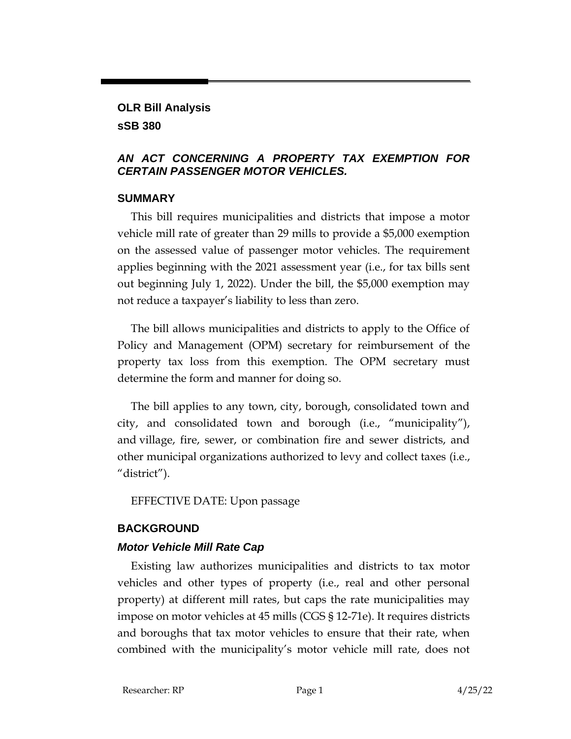**OLR Bill Analysis**

**sSB 380**

## *AN ACT CONCERNING A PROPERTY TAX EXEMPTION FOR CERTAIN PASSENGER MOTOR VEHICLES.*

### SUMMARY

This bill requires municipalities and districts that impose a motor vehicle mill rate of greater than 29 mills to provide a $5,000 exemption on the assessed value of passenger motor vehicles. The requirement applies beginning with the 2021 assessment year (i.e., for tax bills sent out beginning July 1, 2022). Under the bill, the $5,000 exemption may not reduce a taxpayer's liability to less than zero.

The bill allows municipalities and districts to apply to the Office of Policy and Management (OPM) secretary for reimbursement of the property tax loss from this exemption. The OPM secretary must determine the form and manner for doing so.

The bill applies to any town, city, borough, consolidated town and city, and consolidated town and borough (i.e., "municipality"), and village, fire, sewer, or combination fire and sewer districts, and other municipal organizations authorized to levy and collect taxes (i.e., "district").

EFFECTIVE DATE: Upon passage

### BACKGROUND

#### *Motor Vehicle Mill Rate Cap*

Existing law authorizes municipalities and districts to tax motor vehicles and other types of property (i.e., real and other personal property) at different mill rates, but caps the rate municipalities may impose on motor vehicles at 45 mills (CGS § 12-71e). It requires districts and boroughs that tax motor vehicles to ensure that their rate, when combined with the municipality's motor vehicle mill rate, does not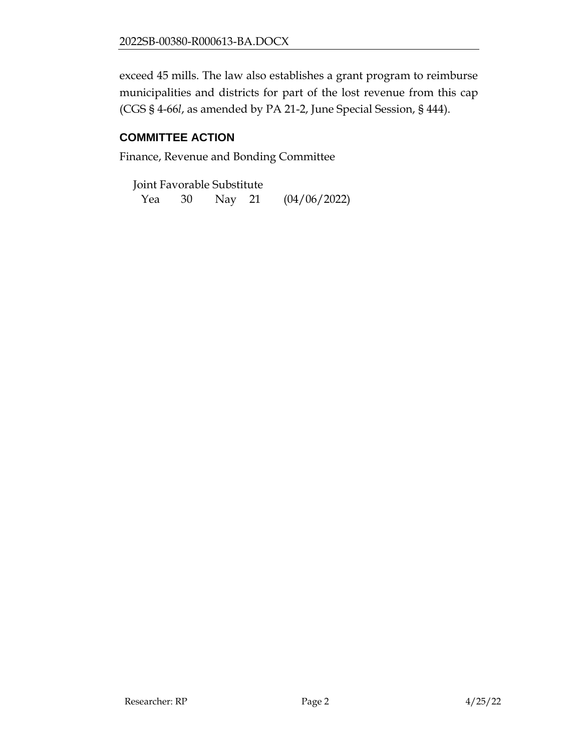exceed 45 mills. The law also establishes a grant program to reimburse municipalities and districts for part of the lost revenue from this cap (CGS § 4-66*l*, as amended by PA 21-2, June Special Session, § 444).

## COMMITTEE ACTION

Finance, Revenue and Bonding Committee

Joint Favorable Substitute
Yea 30 Nay 21 (04/06/2022)